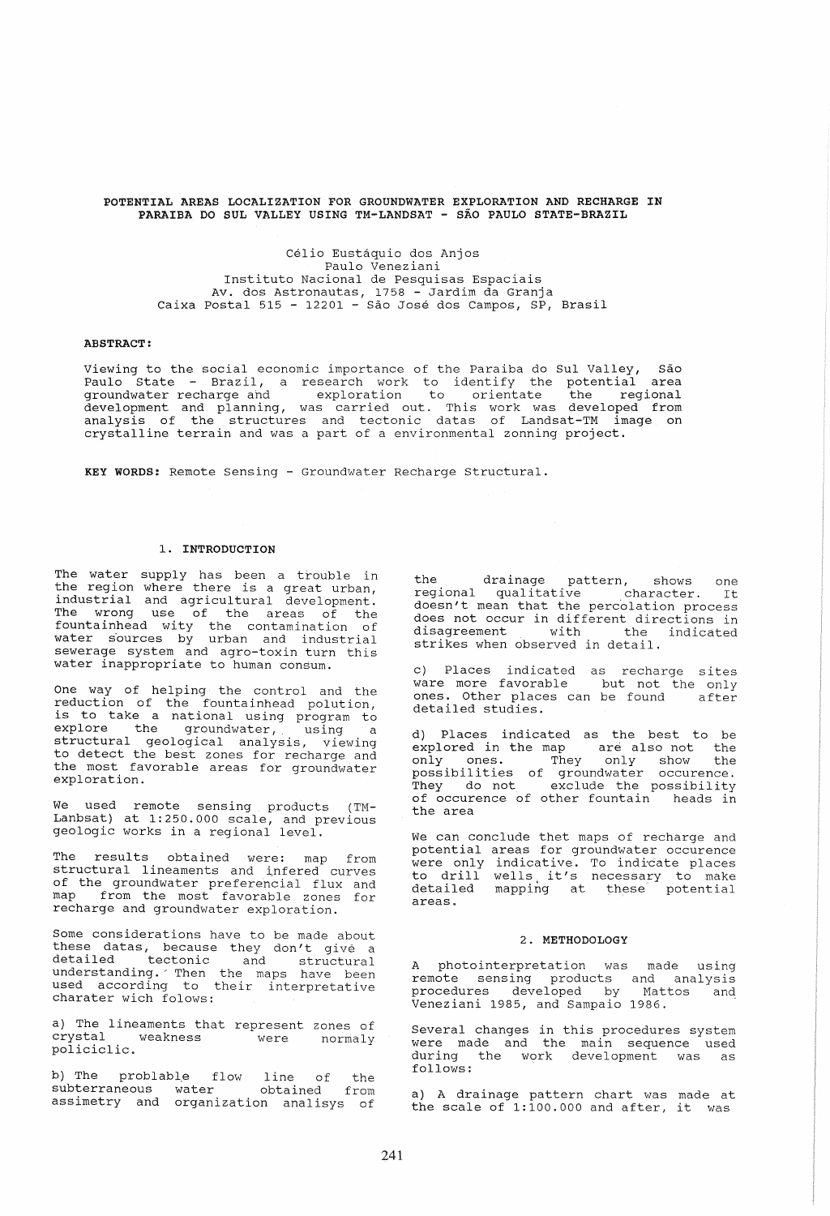# POTENTIAL AREAS LOCALIZATION FOR GROUNDWATER EXPLORATION AND RECHARGE IN PARAIBA DO SUL VALLEY USING TM-LANDSAT - SÃO PAULO STATE-BRAZIL

Célio Eustáquio dos Anjos
Paulo Veneziani
Instituto Nacional de Pesquisas Espaciais
Av. dos Astronautas, 1758 - Jardim da Granja
Caixa Postal 515 - 12201 - São José dos Campos, SP, Brasil

**ABSTRACT:**

Viewing to the social economic importance of the Paraiba do Sul Valley, São Paulo State - Brazil, a research work to identify the potential area groundwater recharge and exploration to orientate the regional development and planning, was carried out. This work was developed from analysis of the structures and tectonic datas of Landsat-TM image on crystalline terrain and was a part of a environmental zonning project.

**KEY WORDS:** Remote Sensing - Groundwater Recharge Structural.

## 1. INTRODUCTION

The water supply has been a trouble in the region where there is a great urban, industrial and agricultural development. The wrong use of the areas of the fountainhead wity the contamination of water sources by urban and industrial sewerage system and agro-toxin turn this water inappropriate to human consum.

One way of helping the control and the reduction of the fountainhead polution, is to take a national using program to explore the groundwater, using a structural geological analysis, viewing to detect the best zones for recharge and the most favorable areas for groundwater exploration.

We used remote sensing products (TM-Lanbsat) at 1:250.000 scale, and previous geologic works in a regional level.

The results obtained were: map from structural lineaments and infered curves of the groundwater preferencial flux and map from the most favorable zones for recharge and groundwater exploration.

Some considerations have to be made about these datas, because they don't give a detailed tectonic and structural understanding. Then the maps have been used according to their interpretative charater wich folows:

a) The lineaments that represent zones of crystal weakness were normaly policiclic.

b) The problable flow line of the subterraneous water obtained from assimetry and organization analisys of the drainage pattern, shows one regional qualitative character. It doesn't mean that the percolation process does not occur in different directions in disagreement with the indicated strikes when observed in detail.

c) Places indicated as recharge sites ware more favorable but not the only ones. Other places can be found after detailed studies.

d) Places indicated as the best to be explored in the map are also not the only ones. They only show the possibilities of groundwater occurence. They do not exclude the possibility of occurence of other fountain heads in the area

We can conclude thet maps of recharge and potential areas for groundwater occurence were only indicative. To indicate places to drill wells, it's necessary to make detailed mapping at these potential areas.

## 2. METHODOLOGY

A photointerpretation was made using remote sensing products and analysis procedures developed by Mattos and Veneziani 1985, and Sampaio 1986.

Several changes in this procedures system were made and the main sequence used during the work development was as follows:

a) A drainage pattern chart was made at the scale of 1:100.000 and after, it was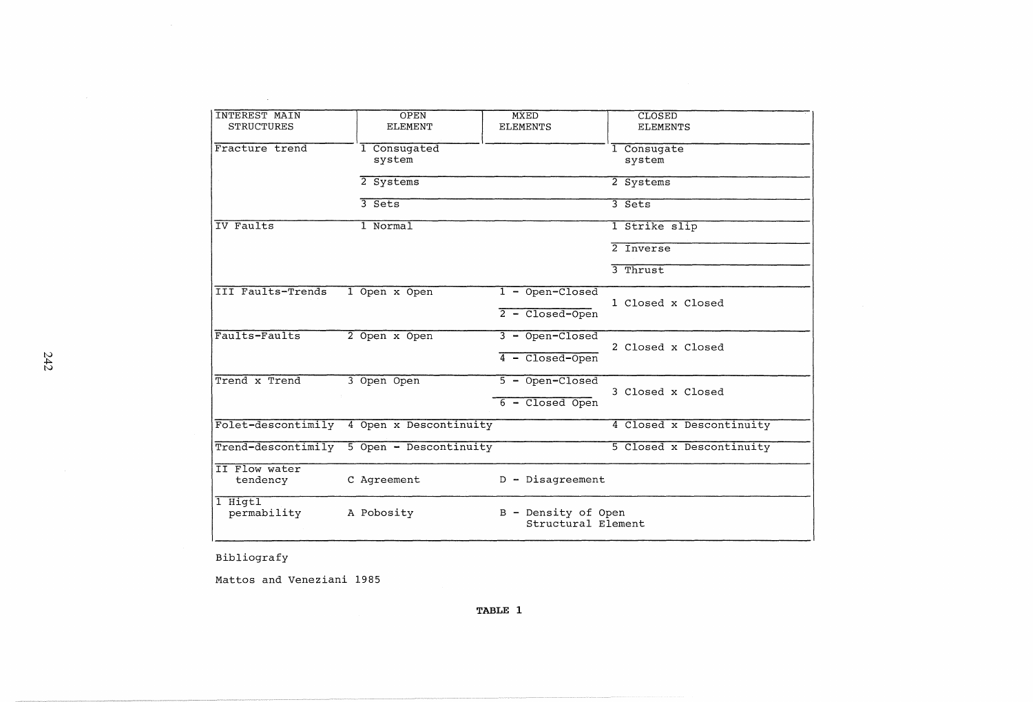| INTEREST MAIN STRUCTURES | OPEN ELEMENT | MXED ELEMENTS | CLOSED ELEMENTS |
|---|---|---|---|
| Fracture trend | 1 Consugated system | | 1 Consugate system |
| | 2 Systems | | 2 Systems |
| | 3 Sets | | 3 Sets |
| IV Faults | 1 Normal | | 1 Strike slip |
| | | | 2 Inverse |
| | | | 3 Thrust |
| III Faults-Trends | 1 Open x Open | 1 - Open-Closed | 1 Closed x Closed |
| | | 2 - Closed-Open | |
| Faults-Faults | 2 Open x Open | 3 - Open-Closed | 2 Closed x Closed |
| | | 4 - Closed-Open | |
| Trend x Trend | 3 Open Open | 5 - Open-Closed | 3 Closed x Closed |
| | | 6 - Closed Open | |
| Folet-descontimily | 4 Open x Descontinuity | | 4 Closed x Descontinuity |
| Trend-descontimily | 5 Open - Descontinuity | | 5 Closed x Descontinuity |
| II Flow water tendency | C Agreement | D - Disagreement | |
| 1 Higtl permability | A Pobosity | B - Density of Open Structural Element | |

Bibliografy

Mattos and Veneziani 1985

**TABLE 1**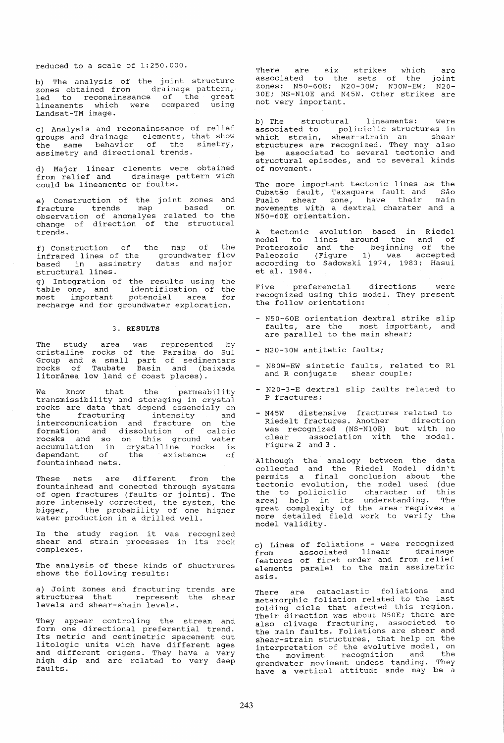reduced to a scale of 1:250.000.

b) The analysis of the joint structure zones obtained from drainage pattern, led to reconainssance of the great lineaments which were compared using Landsat-TM image.

c) Analysis and reconainssance of relief groups and drainage elements, that show the same behavior of the simetry, assimetry and directional trends.

d) Major linear clements were obtained from relief and drainage pattern wich could be lineaments or foults.

e) Construction of the joint zones and fracture trends map based on observation of anomalyes related to the change of direction of the structural trends.

f) Construction of the map of the infrared lines of the groundwater flow based in assimetry datas and major structural lines.

g) Integration of the results using the table one, and identification of the most important potencial area for recharge and for groundwater exploration.

## 3. RESULTS

The study area was represented by cristaline rocks of the Paraiba do Sul Group and a small part of sedimentars rocks of Taubate Basin and (baixada litorânea low land of coast places).

We know that the permeability transmissibility and storaging in crystal rocks are data that depend essencialy on the fracturing intensity and intercomunication and fracture on the formation and dissolution of calcic rocsks and so on this ground water accumulation in crystalline rocks is dependant of the existence of fountainhead nets.

These nets are different from the fountainhead and conected through systems of open fractures (faults or joints). The more intensely corrected, the system, the bigger, the probability of one higher water production in a drilled well.

In the study region it was recognized shear and strain processes in its rock complexes.

The analysis of these kinds of shuctrures shows the following results:

a) Joint zones and fracturing trends are structures that represent the shear levels and shear-shain levels.

They appear controling the stream and form one directional preferential trend. Its metric and centimetric spacement out litologic units wich have different ages and different origens. They have a very high dip and are related to very deep faults.

There are six strikes which are associated to the sets of the joint zones: N50-60E; N20-30W; N30W-EW; N20-30E; NS-N10E and N45W. Other strikes are not very important.

b) The structural lineaments: were associated to policiclic structures in which strain, shear-strain an shear structures are recognized. They may also be associated to several tectonic and structural episodes, and to several kinds of movement.

The more important tectonic lines as the Cubatão fault, Taxaquara fault and São Pualo shear zone, have their main movements with a dextral charater and a N50-60E orientation.

A tectonic evolution based in Riedel model to lines around the and of Proterozoic and the beginning of the Paleozoic (Figure 1) was accepted according to Sadowski 1974, 1983; Hasui et al. 1984.

Five preferencial directions were recognized using this model. They present the follow orientation:

- N50-60E orientation dextral strike slip faults, are the most important, and are parallel to the main shear;
- N20-30W antitetic faults;
- N80W-EW sintetic faults, related to R1 and R conjugate shear couple;
- N20-3-E dextral slip faults related to P fractures;
- N45W distensive fractures related to Riedelt fractures. Another direction was recognized (NS-N10E) but with no clear association with the model. Figure 2 and 3 .

Although the analogy between the data collected and the Riedel Model didn't permits a final conclusion about the tectonic evolution, the model used (due the to policiclic character of this area) help in its understanding. The great complexity of the area requives a more detailed field work to verify the model validity.

c) Lines of foliations - were recognized from associated linear drainage features of first order and from relief elements paralel to the main assimetric asis.

There are cataclastic foliations and metamorphic foliation related to the last folding cicle that afected this region. Their direction was about N50E; there are also clivage fracturing, associeted to the main faults. Foliations are shear and shear-strain structures, that help on the interpretation of the evolutive model, on the moviment recognition and the grendwater moviment undess tanding. They have a vertical attitude ande may be a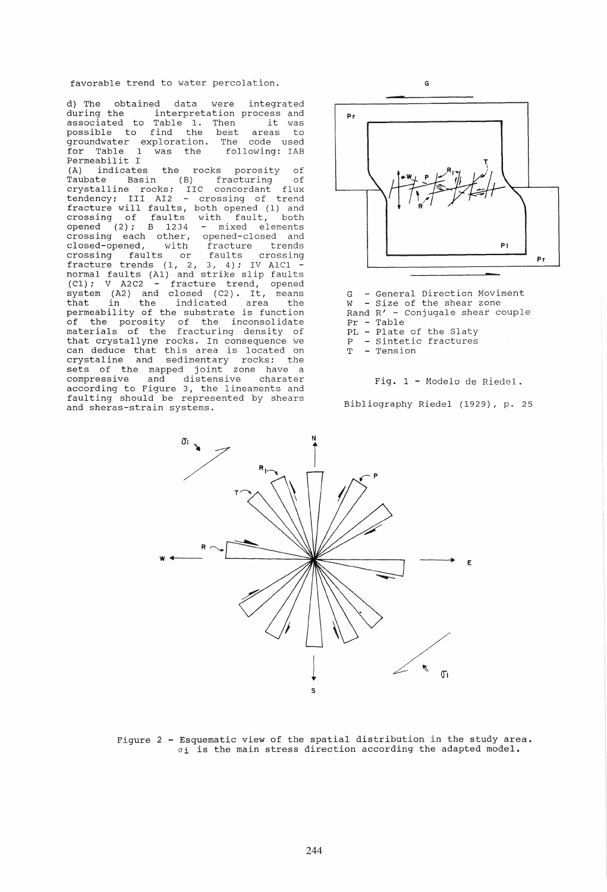favorable trend to water percolation.

d) The obtained data were integrated during the interpretation process and associated to Table 1. Then it was possible to find the best areas to groundwater exploration. The code used for Table 1 was the following: IAB Permeabilit I
(A) indicates the rocks porosity of Taubate Basin (B) fracturing of crystalline rocks; IIC concordant flux tendency; III AI2 - crossing of trend fracture will faults, both opened (1) and crossing of faults with fault, both opened (2); B 1234 - mixed elements crossing each other, opened-closed and closed-opened, with fracture trends crossing faults or faults crossing fracture trends (1, 2, 3, 4); IV A1C1 - normal faults (A1) and strike slip faults (C1); V A2C2 - fracture trend, opened system (A2) and closed (C2). It, means that in the indicated area the permeability of the substrate is function of the porosity of the inconsolidate materials of the fracturing density of that crystallyne rocks. In consequence we can deduce that this area is located on crystaline and sedimentary rocks; the sets of the mapped joint zone have a compressive and distensive charater according to Figure 3, the lineaments and faulting should be represented by shears and sheras-strain systems.

G - General Direction Moviment
W - Size of the shear zone
Rand R' - Conjugale shear couple
Pr - Table
PL - Plate of the Slaty
P - Sintetic fractures
T - Tension

Fig. 1 - Modelo de Riedel.

Bibliography Riedel (1929), p. 25

Figure 2 - Esquematic view of the spatial distribution in the study area. $\sigma_i$ is the main stress direction according the adapted model.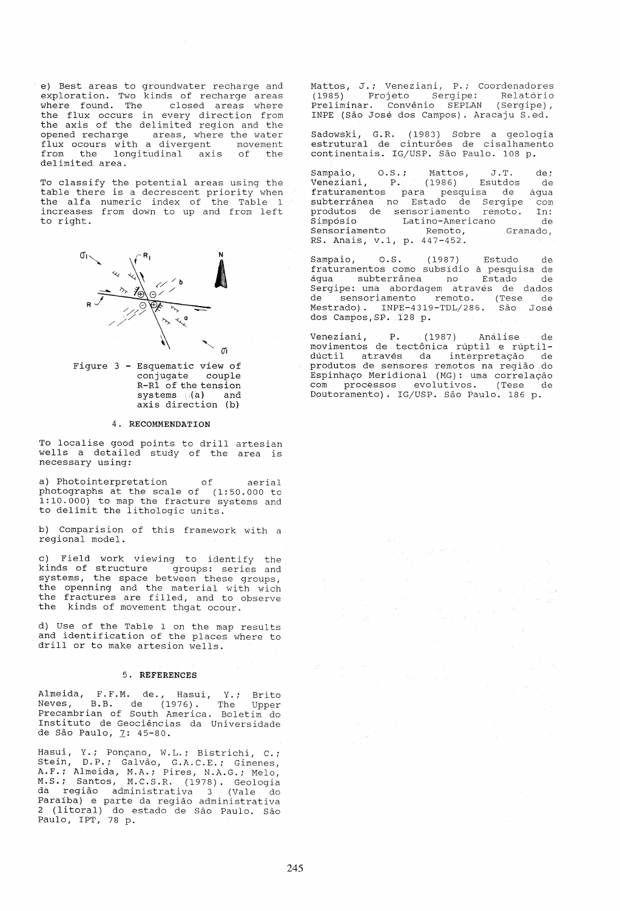e) Best areas to groundwater recharge and exploration. Two kinds of recharge areas where found. The closed areas where the flux occurs in every direction from the axis of the delimited region and the opened recharge areas, where the water flux ocours with a divergent movement from the longitudinal axis of the delimited area.

To classify the potential areas using the table there is a decrescent priority when the alfa numeric index of the Table 1 increases from down to up and from left to right.

$\sigma_1$

$R_1$

N

b

R

a

$\sigma_1$

Figure 3 - Esquematic view of conjugate couple R-R1 of the tension systems (a) and axis direction (b)

## 4. RECOMMENDATION

To localise good points to drill artesian wells a detailed study of the area is necessary using:

a) Photointerpretation of aerial photographs at the scale of (1:50.000 to 1:10.000) to map the fracture systems and to delimit the lithologic units.

b) Comparision of this framework with a regional model.

c) Field work viewing to identify the kinds of structure groups: series and systems, the space between these groups, the openning and the material with wich the fractures are filled, and to observe the kinds of movement thgat ocour.

d) Use of the Table 1 on the map results and identification of the places where to drill or to make artesion wells.

## 5. REFERENCES

Almeida, F.F.M. de., Hasui, Y.; Brito Neves, B.B. de (1976). The Upper Precambrian of South America. Boletim do Instituto de Geociências da Universidade de São Paulo, 7: 45-80.

Hasui, Y.; Ponçano, W.L.; Bistrichi, C.; Stein, D.P.; Galvão, G.A.C.E.; Gimenes, A.F.; Almeida, M.A.; Pires, N.A.G.; Melo, M.S.; Santos, M.C.S.R. (1978). Geologia da região administrativa 3 (Vale do Paraíba) e parte da região administrativa 2 (litoral) do estado de São Paulo. São Paulo, IPT, 78 p.

Mattos, J.; Veneziani, P.; Coordenadores (1985) Projeto Sergipe: Relatório Preliminar. Convênio SEPLAN (Sergipe), INPE (São José dos Campos). Aracaju S.ed.

Sadowski, G.R. (1983) Sobre a geologia estrutural de cinturões de cisalhamento continentais. IG/USP. São Paulo. 108 p.

Sampaio, O.S.; Mattos, J.T. de; Veneziani, P. (1986) Esutdos de fraturamentos para pesquisa de água subterrânea no Estado de Sergipe com produtos de sensoriamento remoto. In: Simpósio Latino-Americano de Sensoriamento Remoto, Gramado, RS. Anais, v.1, p. 447-452.

Sampaio, O.S. (1987) Estudo de fraturamentos como subsídio à pesquisa de água subterrânea no Estado de Sergipe: uma abordagem através de dados de sensoriamento remoto. (Tese de Mestrado). INPE-4319-TDL/286. São José dos Campos, SP. 128 p.

Veneziani, P. (1987) Análise de movimentos de tectônica rúptil e rúptil-dúctil através da interpretação de produtos de sensores remotos na região do Espinhaço Meridional (MG): uma correlação com processos evolutivos. (Tese de Doutoramento). IG/USP. São Paulo. 186 p.